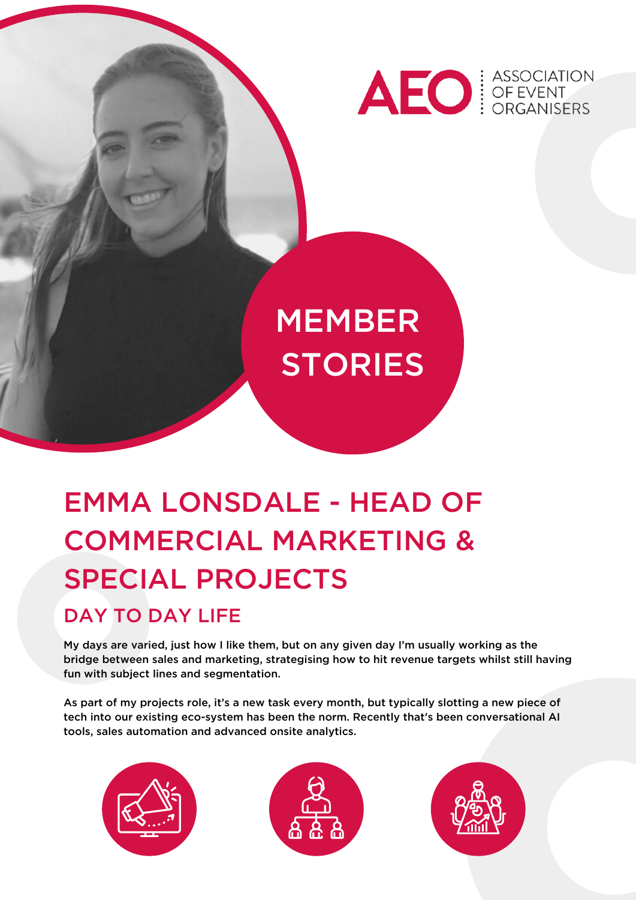AEO ASSOCIATION OF EVENT ORGANISERS

MEMBER STORIES

# EMMA LONSDALE - HEAD OF COMMERCIAL MARKETING & SPECIAL PROJECTS

## DAY TO DAY LIFE

My days are varied, just how I like them, but on any given day I'm usually working as the bridge between sales and marketing, strategising how to hit revenue targets whilst still having fun with subject lines and segmentation.

As part of my projects role, it's a new task every month, but typically slotting a new piece of tech into our existing eco-system has been the norm. Recently that's been conversational AI tools, sales automation and advanced onsite analytics.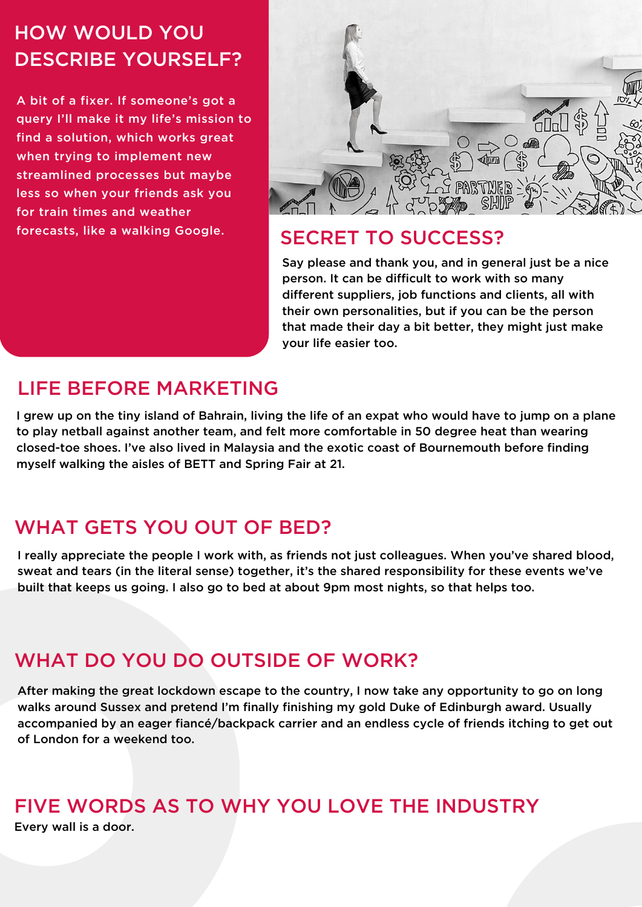## HOW WOULD YOU DESCRIBE YOURSELF?

A bit of a fixer. If someone's got a query I'll make it my life's mission to find a solution, which works great when trying to implement new streamlined processes but maybe less so when your friends ask you for train times and weather forecasts, like a walking Google.

## SECRET TO SUCCESS?

Say please and thank you, and in general just be a nice person. It can be difficult to work with so many different suppliers, job functions and clients, all with their own personalities, but if you can be the person that made their day a bit better, they might just make your life easier too.

## LIFE BEFORE MARKETING

I grew up on the tiny island of Bahrain, living the life of an expat who would have to jump on a plane to play netball against another team, and felt more comfortable in 50 degree heat than wearing closed-toe shoes. I've also lived in Malaysia and the exotic coast of Bournemouth before finding myself walking the aisles of BETT and Spring Fair at 21.

## WHAT GETS YOU OUT OF BED?

I really appreciate the people I work with, as friends not just colleagues. When you've shared blood, sweat and tears (in the literal sense) together, it's the shared responsibility for these events we've built that keeps us going. I also go to bed at about 9pm most nights, so that helps too.

## WHAT DO YOU DO OUTSIDE OF WORK?

After making the great lockdown escape to the country, I now take any opportunity to go on long walks around Sussex and pretend I'm finally finishing my gold Duke of Edinburgh award. Usually accompanied by an eager fiancé/backpack carrier and an endless cycle of friends itching to get out of London for a weekend too.

## FIVE WORDS AS TO WHY YOU LOVE THE INDUSTRY

Every wall is a door.